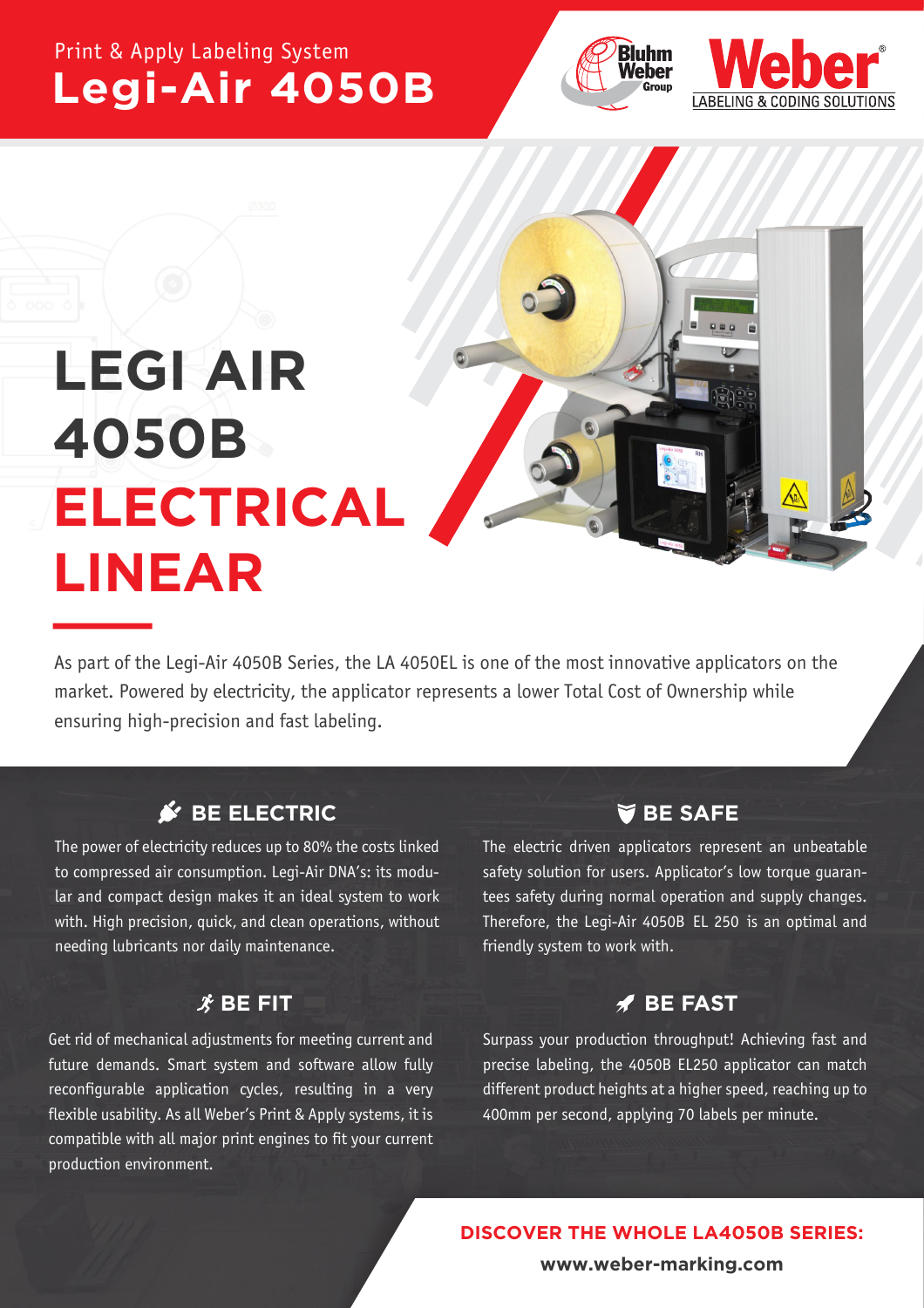Print & Apply Labeling System

# Legi-Air 4050B

Bluhm Weber Group

Weber LABELING & CODING SOLUTIONS

# LEGI AIR 4050B ELECTRICAL LINEAR

As part of the Legi-Air 4050B Series, the LA 4050EL is one of the most innovative applicators on the market. Powered by electricity, the applicator represents a lower Total Cost of Ownership while ensuring high-precision and fast labeling.

## BE ELECTRIC

The power of electricity reduces up to 80% the costs linked to compressed air consumption. Legi-Air DNA's: its modular and compact design makes it an ideal system to work with. High precision, quick, and clean operations, without needing lubricants nor daily maintenance.

## BE SAFE

The electric driven applicators represent an unbeatable safety solution for users. Applicator's low torque guarantees safety during normal operation and supply changes. Therefore, the Legi-Air 4050B EL 250 is an optimal and friendly system to work with.

## BE FIT

Get rid of mechanical adjustments for meeting current and future demands. Smart system and software allow fully reconfigurable application cycles, resulting in a very flexible usability. As all Weber's Print & Apply systems, it is compatible with all major print engines to fit your current production environment.

## BE FAST

Surpass your production throughput! Achieving fast and precise labeling, the 4050B EL250 applicator can match different product heights at a higher speed, reaching up to 400mm per second, applying 70 labels per minute.

**DISCOVER THE WHOLE LA4050B SERIES:**

**www.weber-marking.com**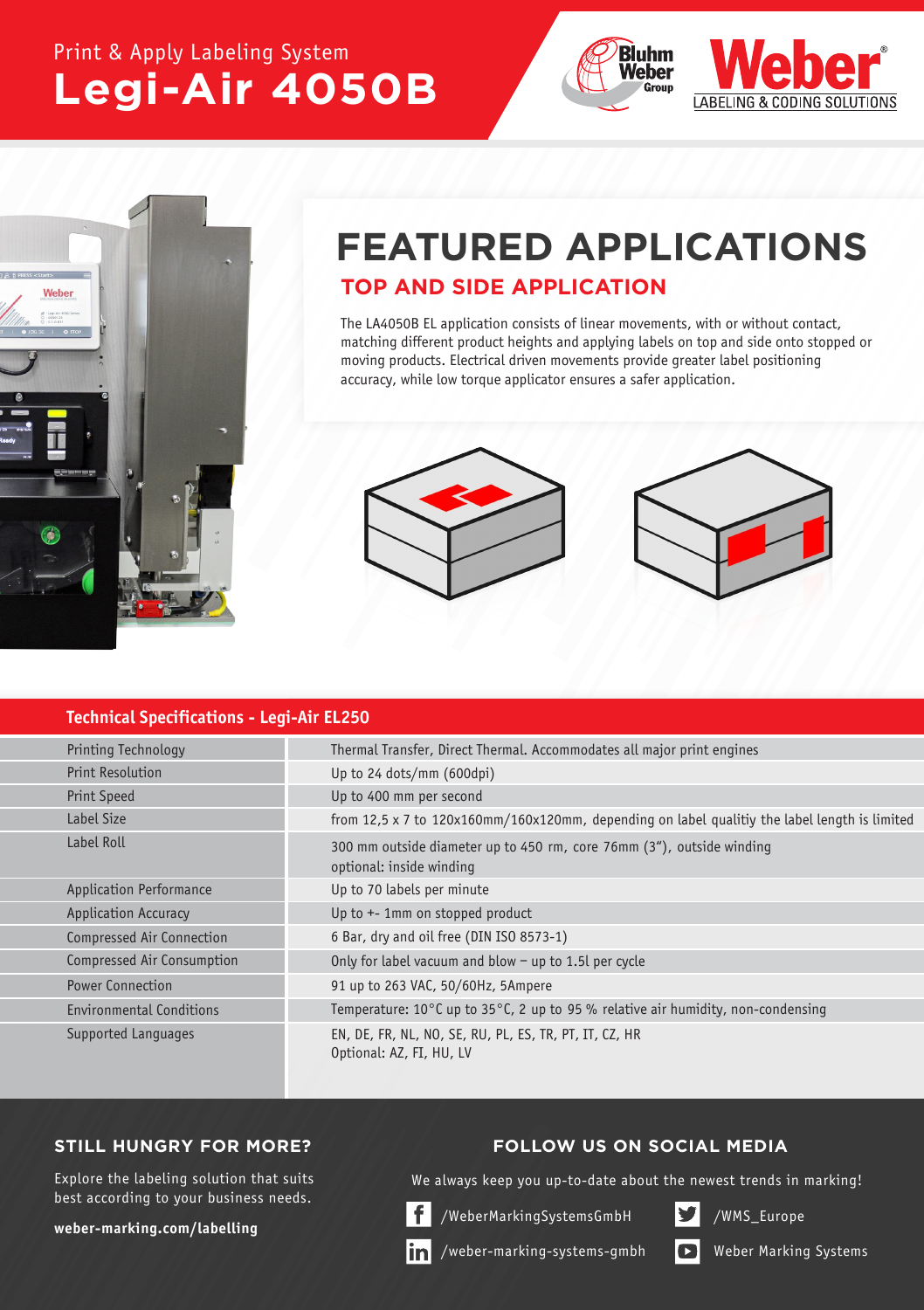Print & Apply Labeling System

# Legi-Air 4050B

Bluhm Weber Group

Weber LABELING & CODING SOLUTIONS

## FEATURED APPLICATIONS

### TOP AND SIDE APPLICATION

The LA4050B EL application consists of linear movements, with or without contact, matching different product heights and applying labels on top and side onto stopped or moving products. Electrical driven movements provide greater label positioning accuracy, while low torque applicator ensures a safer application.

## Technical Specifications - Legi-Air EL250

| | |
|---|---|
| Printing Technology | Thermal Transfer, Direct Thermal. Accommodates all major print engines |
| Print Resolution | Up to 24 dots/mm (600dpi) |
| Print Speed | Up to 400 mm per second |
| Label Size | from 12,5 x 7 to 120x160mm/160x120mm, depending on label qualitiy the label length is limited |
| Label Roll | 300 mm outside diameter up to 450 rm, core 76mm (3"), outside winding<br>optional: inside winding |
| Application Performance | Up to 70 labels per minute |
| Application Accuracy | Up to +- 1mm on stopped product |
| Compressed Air Connection | 6 Bar, dry and oil free (DIN ISO 8573-1) |
| Compressed Air Consumption | Only for label vacuum and blow – up to 1.5l per cycle |
| Power Connection | 91 up to 263 VAC, 50/60Hz, 5Ampere |
| Environmental Conditions | Temperature: 10°C up to 35°C, 2 up to 95 % relative air humidity, non-condensing |
| Supported Languages | EN, DE, FR, NL, NO, SE, RU, PL, ES, TR, PT, IT, CZ, HR<br>Optional: AZ, FI, HU, LV |

### STILL HUNGRY FOR MORE?

Explore the labeling solution that suits best according to your business needs.

**weber-marking.com/labelling**

### FOLLOW US ON SOCIAL MEDIA

We always keep you up-to-date about the newest trends in marking!

/WeberMarkingSystemsGmbH

/WMS_Europe

/weber-marking-systems-gmbh

Weber Marking Systems